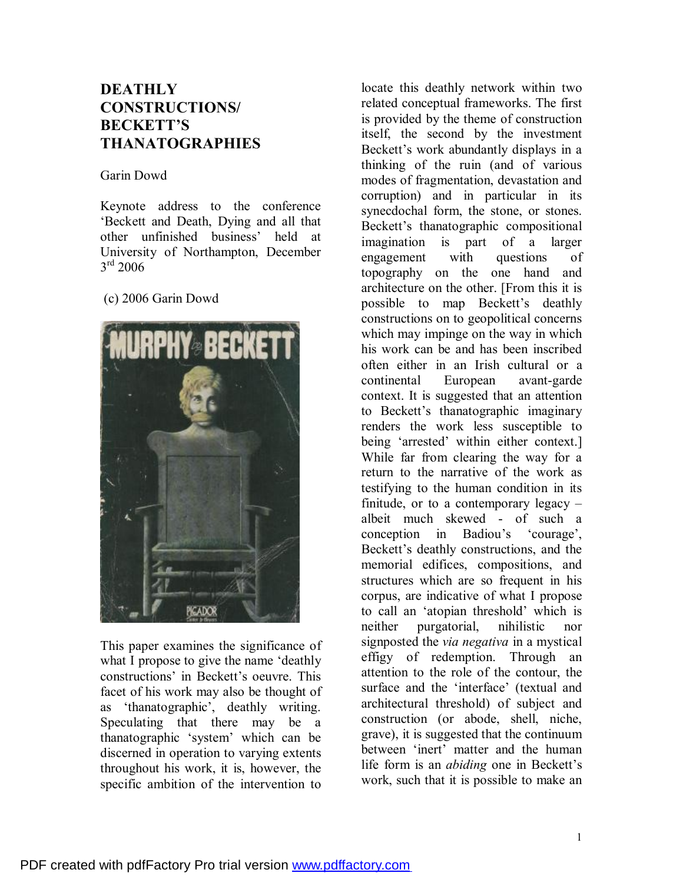# DEATHLY CONSTRUCTIONS/ BECKETT'S THANATOGRAPHIES

Garin Dowd

Keynote address to the conference 'Beckett and Death, Dying and all that other unfinished business' held at University of Northampton, December 3rd 2006

(c) 2006 Garin Dowd

This paper examines the significance of what I propose to give the name 'deathly constructions' in Beckett's oeuvre. This facet of his work may also be thought of as 'thanatographic', deathly writing. Speculating that there may be a thanatographic 'system' which can be discerned in operation to varying extents throughout his work, it is, however, the specific ambition of the intervention to locate this deathly network within two related conceptual frameworks. The first is provided by the theme of construction itself, the second by the investment Beckett's work abundantly displays in a thinking of the ruin (and of various modes of fragmentation, devastation and corruption) and in particular in its synecdochal form, the stone, or stones. Beckett's thanatographic compositional imagination is part of a larger engagement with questions of topography on the one hand and architecture on the other. [From this it is possible to map Beckett's deathly constructions on to geopolitical concerns which may impinge on the way in which his work can be and has been inscribed often either in an Irish cultural or a continental European avant-garde context. It is suggested that an attention to Beckett's thanatographic imaginary renders the work less susceptible to being 'arrested' within either context.] While far from clearing the way for a return to the narrative of the work as testifying to the human condition in its finitude, or to a contemporary legacy – albeit much skewed - of such a conception in Badiou's 'courage', Beckett's deathly constructions, and the memorial edifices, compositions, and structures which are so frequent in his corpus, are indicative of what I propose to call an 'atopian threshold' which is neither purgatorial, nihilistic nor signposted the *via negativa* in a mystical effigy of redemption. Through an attention to the role of the contour, the surface and the 'interface' (textual and architectural threshold) of subject and construction (or abode, shell, niche, grave), it is suggested that the continuum between 'inert' matter and the human life form is an *abiding* one in Beckett's work, such that it is possible to make an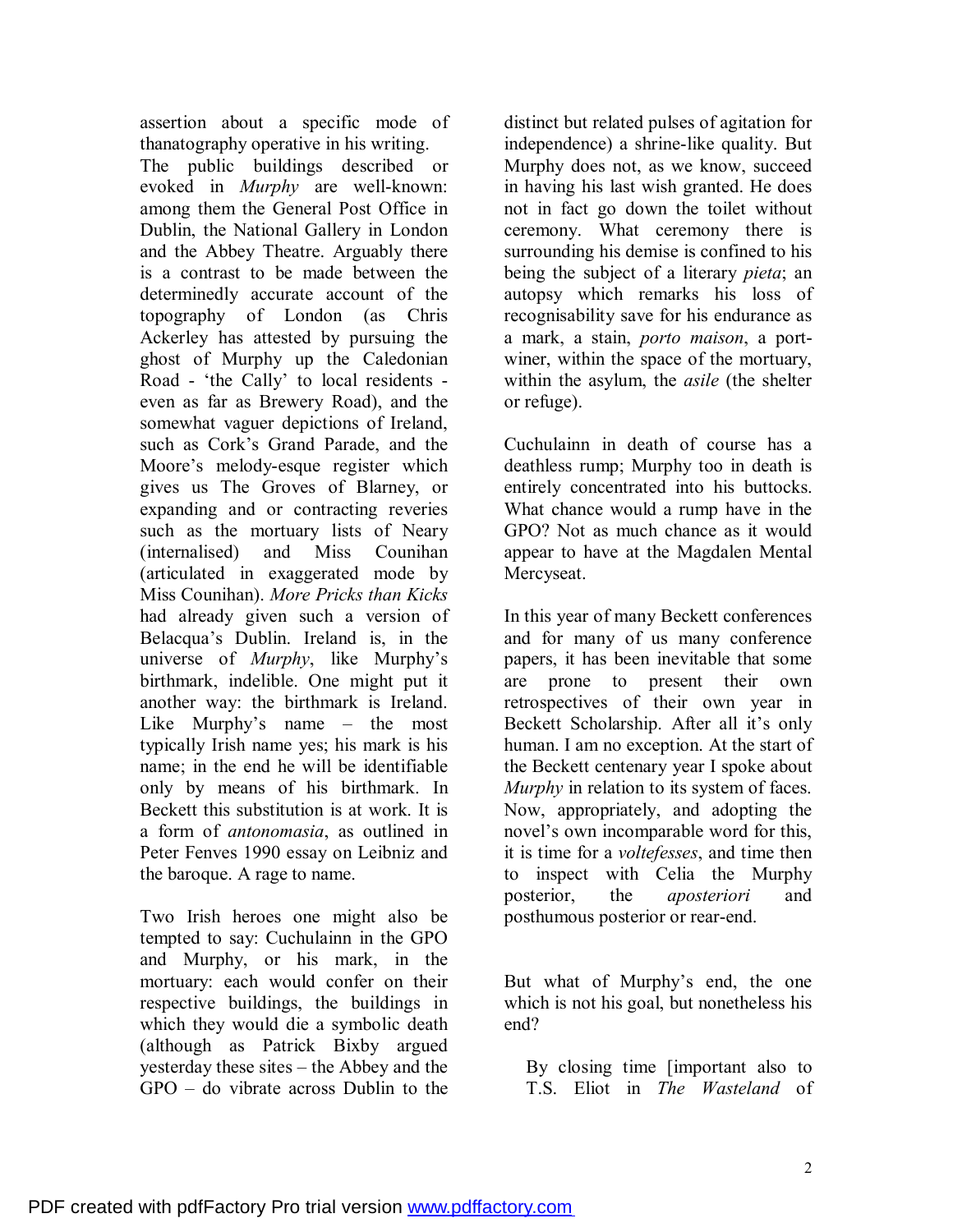assertion about a specific mode of thanatography operative in his writing.
The public buildings described or evoked in *Murphy* are well-known: among them the General Post Office in Dublin, the National Gallery in London and the Abbey Theatre. Arguably there is a contrast to be made between the determinedly accurate account of the topography of London (as Chris Ackerley has attested by pursuing the ghost of Murphy up the Caledonian Road - 'the Cally' to local residents - even as far as Brewery Road), and the somewhat vaguer depictions of Ireland, such as Cork's Grand Parade, and the Moore's melody-esque register which gives us The Groves of Blarney, or expanding and or contracting reveries such as the mortuary lists of Neary (internalised) and Miss Counihan (articulated in exaggerated mode by Miss Counihan). *More Pricks than Kicks* had already given such a version of Belacqua's Dublin. Ireland is, in the universe of *Murphy*, like Murphy's birthmark, indelible. One might put it another way: the birthmark is Ireland. Like Murphy's name – the most typically Irish name yes; his mark is his name; in the end he will be identifiable only by means of his birthmark. In Beckett this substitution is at work. It is a form of *antonomasia*, as outlined in Peter Fenves 1990 essay on Leibniz and the baroque. A rage to name.

Two Irish heroes one might also be tempted to say: Cuchulainn in the GPO and Murphy, or his mark, in the mortuary: each would confer on their respective buildings, the buildings in which they would die a symbolic death (although as Patrick Bixby argued yesterday these sites – the Abbey and the GPO – do vibrate across Dublin to the distinct but related pulses of agitation for independence) a shrine-like quality. But Murphy does not, as we know, succeed in having his last wish granted. He does not in fact go down the toilet without ceremony. What ceremony there is surrounding his demise is confined to his being the subject of a literary *pieta*; an autopsy which remarks his loss of recognisability save for his endurance as a mark, a stain, *porto maison*, a port-winer, within the space of the mortuary, within the asylum, the *asile* (the shelter or refuge).

Cuchulainn in death of course has a deathless rump; Murphy too in death is entirely concentrated into his buttocks. What chance would a rump have in the GPO? Not as much chance as it would appear to have at the Magdalen Mental Mercyseat.

In this year of many Beckett conferences and for many of us many conference papers, it has been inevitable that some are prone to present their own retrospectives of their own year in Beckett Scholarship. After all it's only human. I am no exception. At the start of the Beckett centenary year I spoke about *Murphy* in relation to its system of faces. Now, appropriately, and adopting the novel's own incomparable word for this, it is time for a *voltefesses*, and time then to inspect with Celia the Murphy posterior, the *aposteriori* and posthumous posterior or rear-end.

But what of Murphy's end, the one which is not his goal, but nonetheless his end?

> By closing time [important also to T.S. Eliot in *The Wasteland* of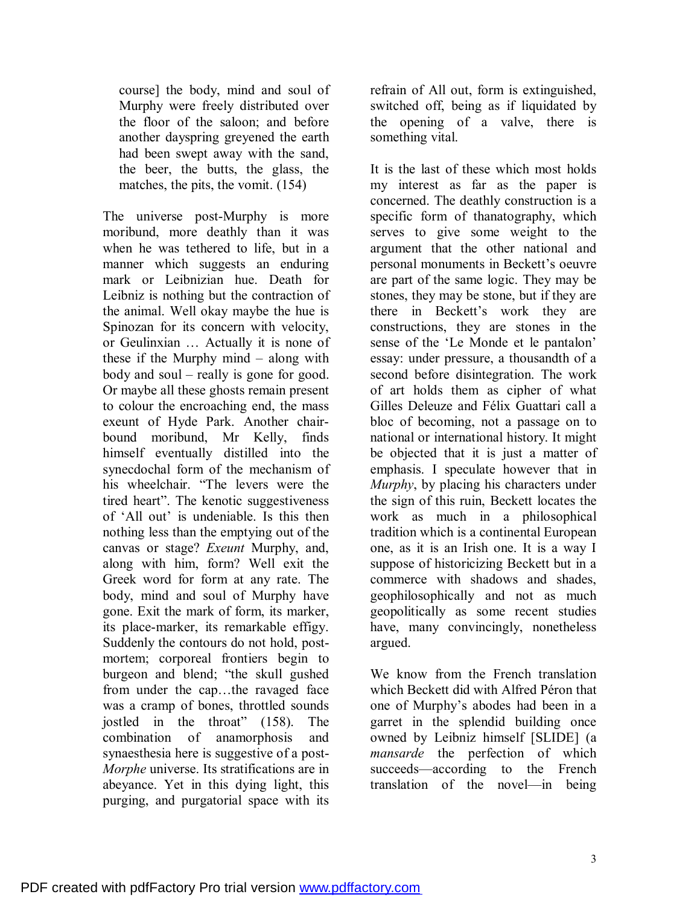> course] the body, mind and soul of Murphy were freely distributed over the floor of the saloon; and before another dayspring greyened the earth had been swept away with the sand, the beer, the butts, the glass, the matches, the pits, the vomit. (154)

The universe post-Murphy is more moribund, more deathly than it was when he was tethered to life, but in a manner which suggests an enduring mark or Leibnizian hue. Death for Leibniz is nothing but the contraction of the animal. Well okay maybe the hue is Spinozan for its concern with velocity, or Geulinxian … Actually it is none of these if the Murphy mind – along with body and soul – really is gone for good. Or maybe all these ghosts remain present to colour the encroaching end, the mass exeunt of Hyde Park. Another chair-bound moribund, Mr Kelly, finds himself eventually distilled into the synecdochal form of the mechanism of his wheelchair. "The levers were the tired heart". The kenotic suggestiveness of 'All out' is undeniable. Is this then nothing less than the emptying out of the canvas or stage? *Exeunt* Murphy, and, along with him, form? Well exit the Greek word for form at any rate. The body, mind and soul of Murphy have gone. Exit the mark of form, its marker, its place-marker, its remarkable effigy. Suddenly the contours do not hold, post-mortem; corporeal frontiers begin to burgeon and blend; "the skull gushed from under the cap…the ravaged face was a cramp of bones, throttled sounds jostled in the throat" (158). The combination of anamorphosis and synaesthesia here is suggestive of a post-*Morphe* universe. Its stratifications are in abeyance. Yet in this dying light, this purging, and purgatorial space with its refrain of All out, form is extinguished, switched off, being as if liquidated by the opening of a valve, there is something vital.

It is the last of these which most holds my interest as far as the paper is concerned. The deathly construction is a specific form of thanatography, which serves to give some weight to the argument that the other national and personal monuments in Beckett's oeuvre are part of the same logic. They may be stones, they may be stone, but if they are there in Beckett's work they are constructions, they are stones in the sense of the 'Le Monde et le pantalon' essay: under pressure, a thousandth of a second before disintegration. The work of art holds them as cipher of what Gilles Deleuze and Félix Guattari call a bloc of becoming, not a passage on to national or international history. It might be objected that it is just a matter of emphasis. I speculate however that in *Murphy*, by placing his characters under the sign of this ruin, Beckett locates the work as much in a philosophical tradition which is a continental European one, as it is an Irish one. It is a way I suppose of historicizing Beckett but in a commerce with shadows and shades, geophilosophically and not as much geopolitically as some recent studies have, many convincingly, nonetheless argued.

We know from the French translation which Beckett did with Alfred Péron that one of Murphy's abodes had been in a garret in the splendid building once owned by Leibniz himself [SLIDE] (a *mansarde* the perfection of which succeeds—according to the French translation of the novel—in being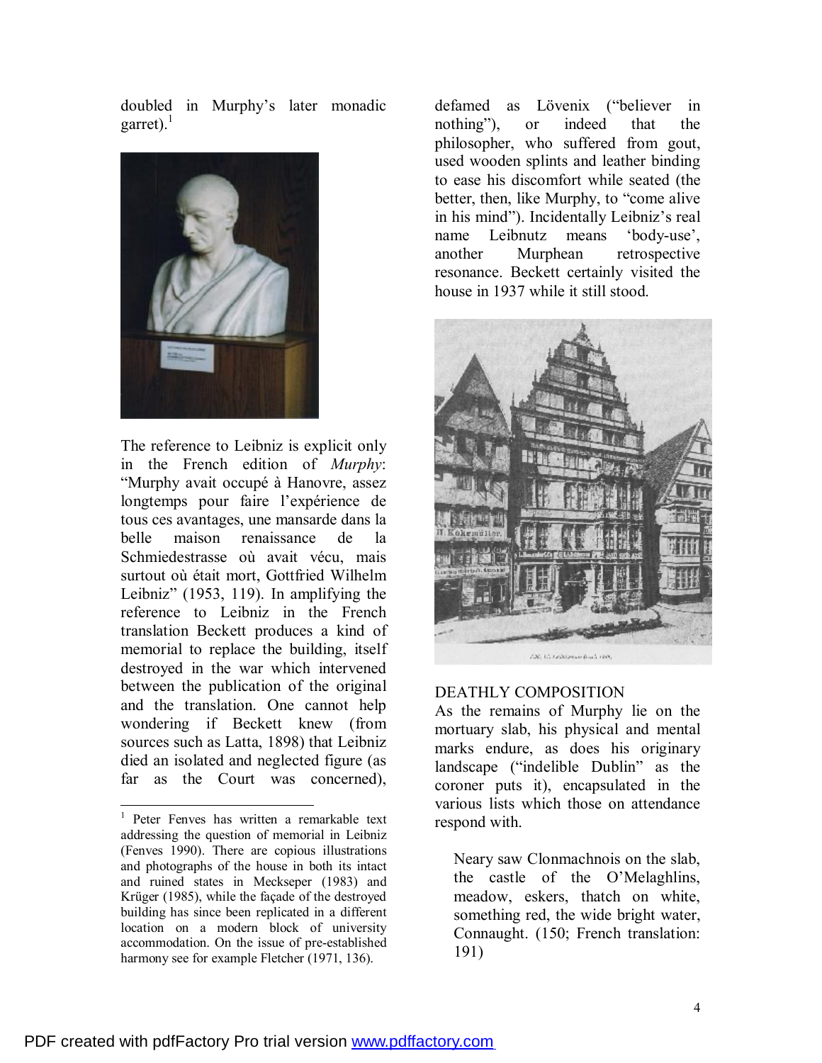doubled in Murphy's later monadic garret).[1]

The reference to Leibniz is explicit only in the French edition of *Murphy*: "Murphy avait occupé à Hanovre, assez longtemps pour faire l'expérience de tous ces avantages, une mansarde dans la belle maison renaissance de la Schmiedestrasse où avait vécu, mais surtout où était mort, Gottfried Wilhelm Leibniz" (1953, 119). In amplifying the reference to Leibniz in the French translation Beckett produces a kind of memorial to replace the building, itself destroyed in the war which intervened between the publication of the original and the translation. One cannot help wondering if Beckett knew (from sources such as Latta, 1898) that Leibniz died an isolated and neglected figure (as far as the Court was concerned), defamed as Lövenix ("believer in nothing"), or indeed that the philosopher, who suffered from gout, used wooden splints and leather binding to ease his discomfort while seated (the better, then, like Murphy, to "come alive in his mind"). Incidentally Leibniz's real name Leibnutz means 'body-use', another Murphean retrospective resonance. Beckett certainly visited the house in 1937 while it still stood.

## DEATHLY COMPOSITION

As the remains of Murphy lie on the mortuary slab, his physical and mental marks endure, as does his originary landscape ("indelible Dublin" as the coroner puts it), encapsulated in the various lists which those on attendance respond with.

> Neary saw Clonmachnois on the slab, the castle of the O'Melaghlins, meadow, eskers, thatch on white, something red, the wide bright water, Connaught. (150; French translation: 191)

---

[1] Peter Fenves has written a remarkable text addressing the question of memorial in Leibniz (Fenves 1990). There are copious illustrations and photographs of the house in both its intact and ruined states in Meckseper (1983) and Krüger (1985), while the façade of the destroyed building has since been replicated in a different location on a modern block of university accommodation. On the issue of pre-established harmony see for example Fletcher (1971, 136).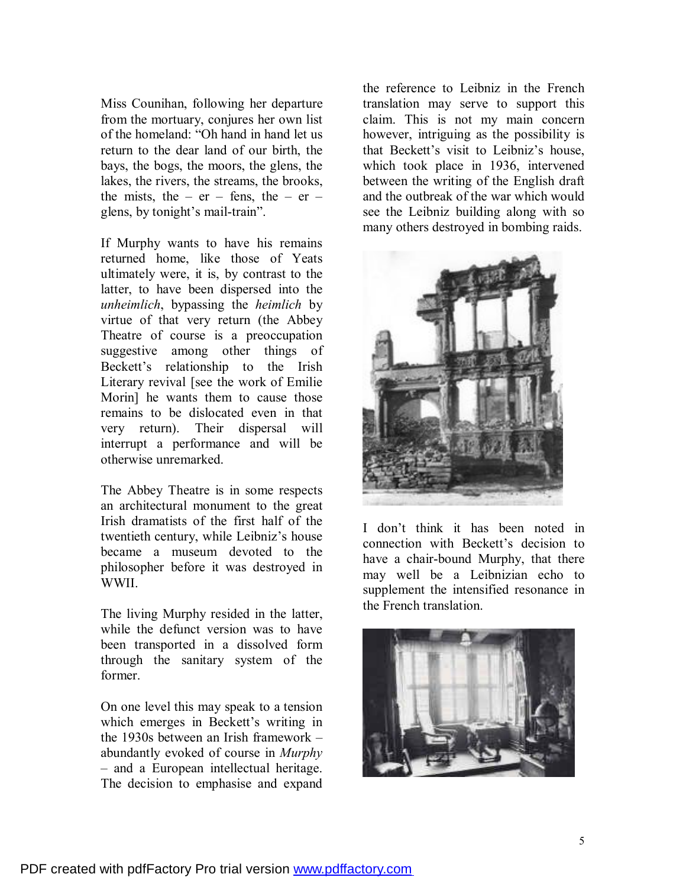Miss Counihan, following her departure from the mortuary, conjures her own list of the homeland: "Oh hand in hand let us return to the dear land of our birth, the bays, the bogs, the moors, the glens, the lakes, the rivers, the streams, the brooks, the mists, the – er – fens, the – er – glens, by tonight's mail-train".

If Murphy wants to have his remains returned home, like those of Yeats ultimately were, it is, by contrast to the latter, to have been dispersed into the *unheimlich*, bypassing the *heimlich* by virtue of that very return (the Abbey Theatre of course is a preoccupation suggestive among other things of Beckett's relationship to the Irish Literary revival [see the work of Emilie Morin] he wants them to cause those remains to be dislocated even in that very return). Their dispersal will interrupt a performance and will be otherwise unremarked.

The Abbey Theatre is in some respects an architectural monument to the great Irish dramatists of the first half of the twentieth century, while Leibniz's house became a museum devoted to the philosopher before it was destroyed in WWII.

The living Murphy resided in the latter, while the defunct version was to have been transported in a dissolved form through the sanitary system of the former.

On one level this may speak to a tension which emerges in Beckett's writing in the 1930s between an Irish framework – abundantly evoked of course in *Murphy* – and a European intellectual heritage. The decision to emphasise and expand the reference to Leibniz in the French translation may serve to support this claim. This is not my main concern however, intriguing as the possibility is that Beckett's visit to Leibniz's house, which took place in 1936, intervened between the writing of the English draft and the outbreak of the war which would see the Leibniz building along with so many others destroyed in bombing raids.

I don't think it has been noted in connection with Beckett's decision to have a chair-bound Murphy, that there may well be a Leibnizian echo to supplement the intensified resonance in the French translation.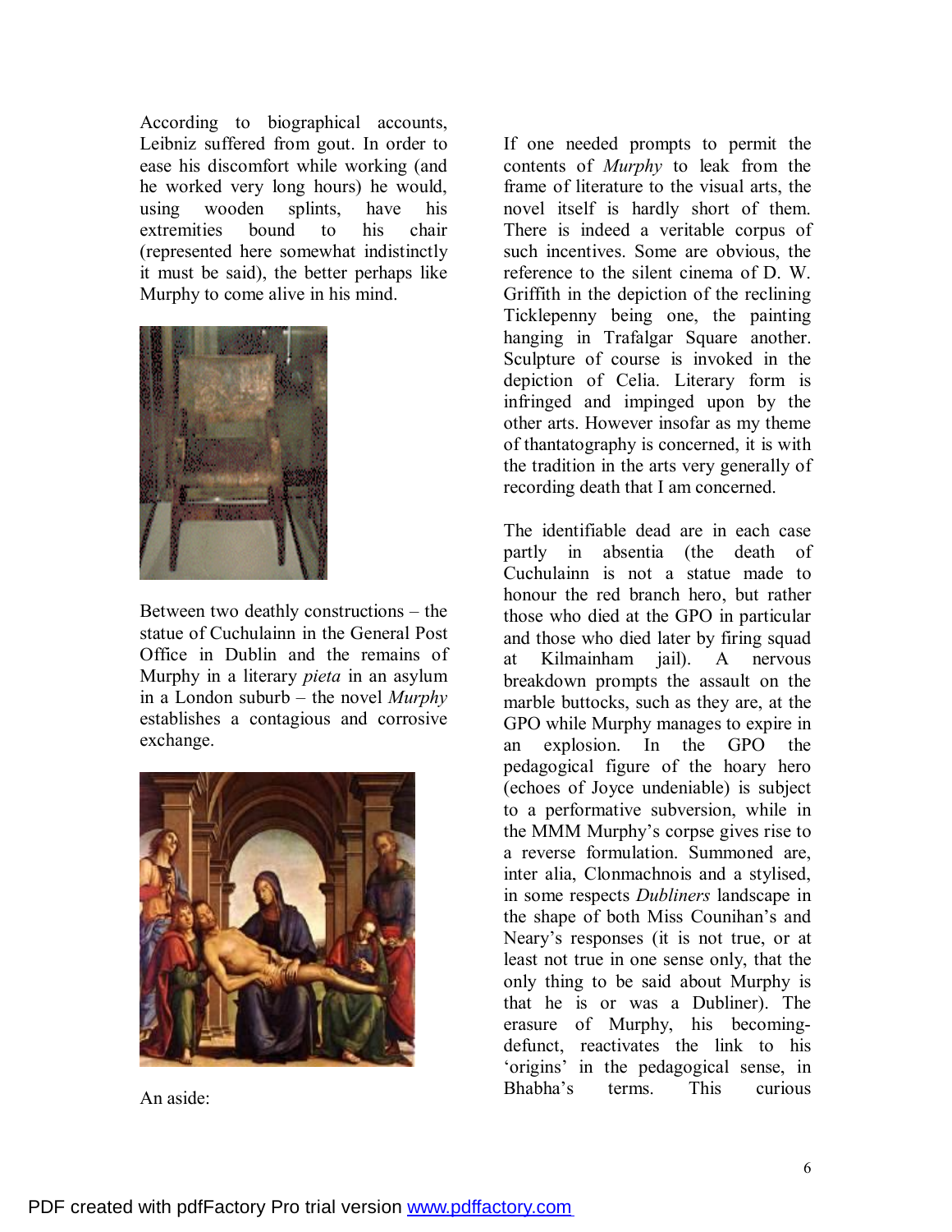According to biographical accounts, Leibniz suffered from gout. In order to ease his discomfort while working (and he worked very long hours) he would, using wooden splints, have his extremities bound to his chair (represented here somewhat indistinctly it must be said), the better perhaps like Murphy to come alive in his mind.

Between two deathly constructions – the statue of Cuchulainn in the General Post Office in Dublin and the remains of Murphy in a literary *pieta* in an asylum in a London suburb – the novel *Murphy* establishes a contagious and corrosive exchange.

An aside:

If one needed prompts to permit the contents of *Murphy* to leak from the frame of literature to the visual arts, the novel itself is hardly short of them. There is indeed a veritable corpus of such incentives. Some are obvious, the reference to the silent cinema of D. W. Griffith in the depiction of the reclining Ticklepenny being one, the painting hanging in Trafalgar Square another. Sculpture of course is invoked in the depiction of Celia. Literary form is infringed and impinged upon by the other arts. However insofar as my theme of thantatography is concerned, it is with the tradition in the arts very generally of recording death that I am concerned.

The identifiable dead are in each case partly in absentia (the death of Cuchulainn is not a statue made to honour the red branch hero, but rather those who died at the GPO in particular and those who died later by firing squad at Kilmainham jail). A nervous breakdown prompts the assault on the marble buttocks, such as they are, at the GPO while Murphy manages to expire in an explosion. In the GPO the pedagogical figure of the hoary hero (echoes of Joyce undeniable) is subject to a performative subversion, while in the MMM Murphy's corpse gives rise to a reverse formulation. Summoned are, inter alia, Clonmachnois and a stylised, in some respects *Dubliners* landscape in the shape of both Miss Counihan's and Neary's responses (it is not true, or at least not true in one sense only, that the only thing to be said about Murphy is that he is or was a Dubliner). The erasure of Murphy, his becoming-defunct, reactivates the link to his 'origins' in the pedagogical sense, in Bhabha's terms. This curious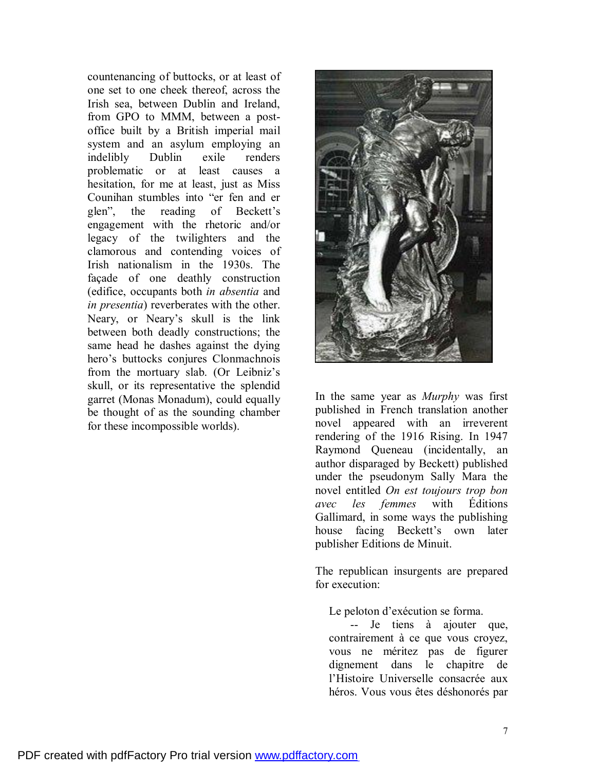countenancing of buttocks, or at least of one set to one cheek thereof, across the Irish sea, between Dublin and Ireland, from GPO to MMM, between a post-office built by a British imperial mail system and an asylum employing an indelibly Dublin exile renders problematic or at least causes a hesitation, for me at least, just as Miss Counihan stumbles into "er fen and er glen", the reading of Beckett's engagement with the rhetoric and/or legacy of the twilighters and the clamorous and contending voices of Irish nationalism in the 1930s. The façade of one deathly construction (edifice, occupants both *in absentia* and *in presentia*) reverberates with the other. Neary, or Neary's skull is the link between both deadly constructions; the same head he dashes against the dying hero's buttocks conjures Clonmachnois from the mortuary slab. (Or Leibniz's skull, or its representative the splendid garret (Monas Monadum), could equally be thought of as the sounding chamber for these incompossible worlds).

In the same year as *Murphy* was first published in French translation another novel appeared with an irreverent rendering of the 1916 Rising. In 1947 Raymond Queneau (incidentally, an author disparaged by Beckett) published under the pseudonym Sally Mara the novel entitled *On est toujours trop bon avec les femmes* with Éditions Gallimard, in some ways the publishing house facing Beckett's own later publisher Editions de Minuit.

The republican insurgents are prepared for execution:

> Le peloton d'exécution se forma.
>
> -- Je tiens à ajouter que, contrairement à ce que vous croyez, vous ne méritez pas de figurer dignement dans le chapitre de l'Histoire Universelle consacrée aux héros. Vous vous êtes déshonorés par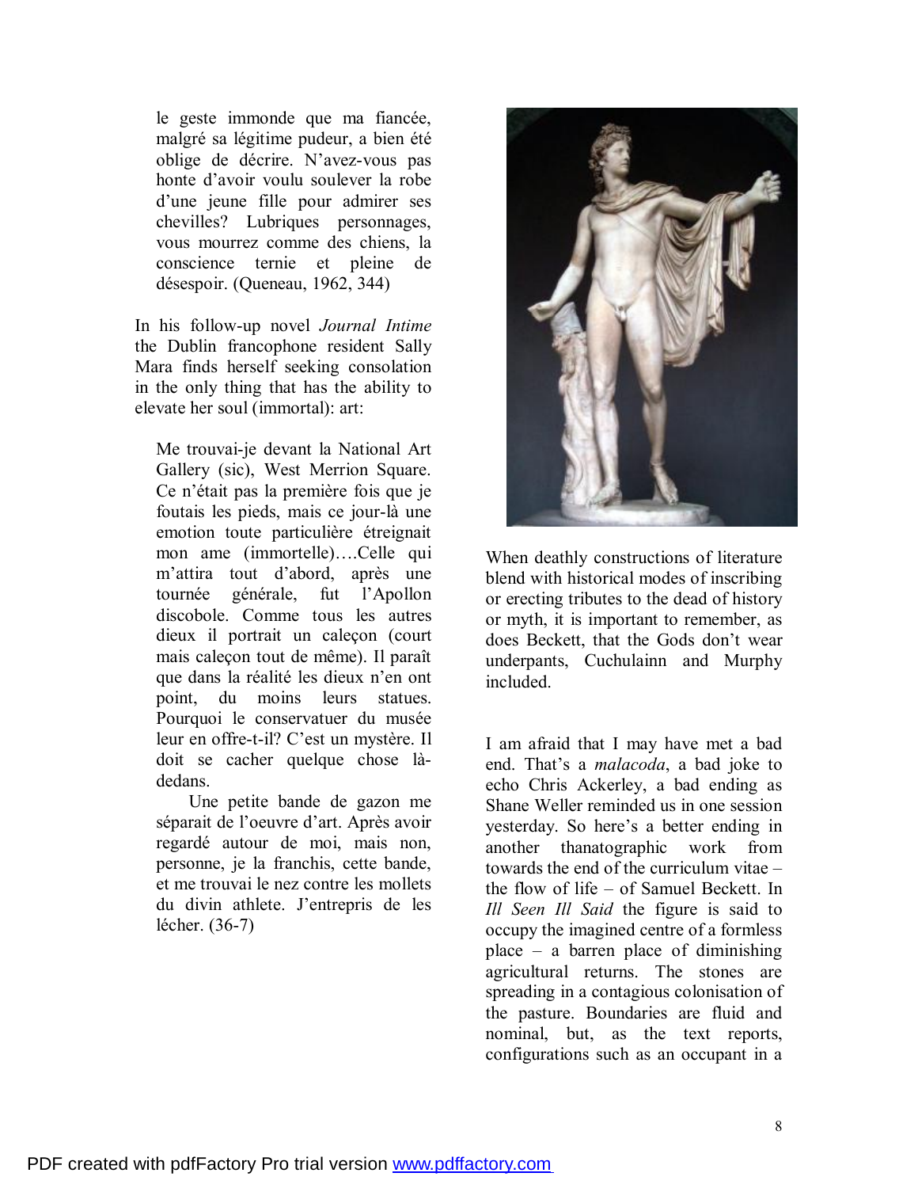> le geste immonde que ma fiancée, malgré sa légitime pudeur, a bien été oblige de décrire. N'avez-vous pas honte d'avoir voulu soulever la robe d'une jeune fille pour admirer ses chevilles? Lubriques personnages, vous mourrez comme des chiens, la conscience ternie et pleine de désespoir. (Queneau, 1962, 344)

In his follow-up novel *Journal Intime* the Dublin francophone resident Sally Mara finds herself seeking consolation in the only thing that has the ability to elevate her soul (immortal): art:

> Me trouvai-je devant la National Art Gallery (sic), West Merrion Square. Ce n'était pas la première fois que je foutais les pieds, mais ce jour-là une emotion toute particulière étreignait mon ame (immortelle)….Celle qui m'attira tout d'abord, après une tournée générale, fut l'Apollon discobole. Comme tous les autres dieux il portrait un caleçon (court mais caleçon tout de même). Il paraît que dans la réalité les dieux n'en ont point, du moins leurs statues. Pourquoi le conservatuer du musée leur en offre-t-il? C'est un mystère. Il doit se cacher quelque chose là-dedans.
>
> Une petite bande de gazon me séparait de l'oeuvre d'art. Après avoir regardé autour de moi, mais non, personne, je la franchis, cette bande, et me trouvai le nez contre les mollets du divin athlete. J'entrepris de les lécher. (36-7)

When deathly constructions of literature blend with historical modes of inscribing or erecting tributes to the dead of history or myth, it is important to remember, as does Beckett, that the Gods don't wear underpants, Cuchulainn and Murphy included.

I am afraid that I may have met a bad end. That's a *malacoda*, a bad joke to echo Chris Ackerley, a bad ending as Shane Weller reminded us in one session yesterday. So here's a better ending in another thanatographic work from towards the end of the curriculum vitae – the flow of life – of Samuel Beckett. In *Ill Seen Ill Said* the figure is said to occupy the imagined centre of a formless place – a barren place of diminishing agricultural returns. The stones are spreading in a contagious colonisation of the pasture. Boundaries are fluid and nominal, but, as the text reports, configurations such as an occupant in a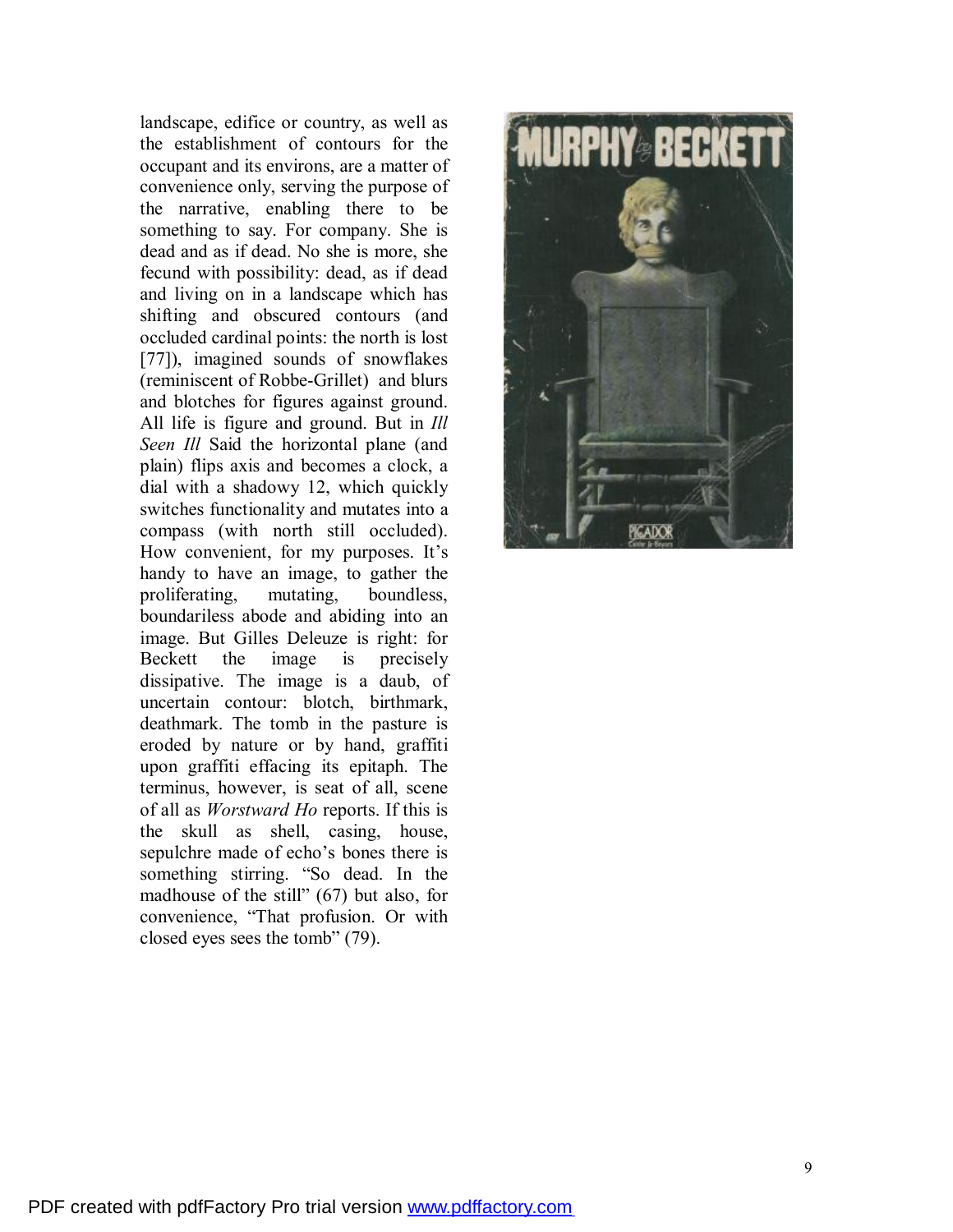landscape, edifice or country, as well as the establishment of contours for the occupant and its environs, are a matter of convenience only, serving the purpose of the narrative, enabling there to be something to say. For company. She is dead and as if dead. No she is more, she fecund with possibility: dead, as if dead and living on in a landscape which has shifting and obscured contours (and occluded cardinal points: the north is lost [77]), imagined sounds of snowflakes (reminiscent of Robbe-Grillet) and blurs and blotches for figures against ground. All life is figure and ground. But in *Ill Seen Ill* Said the horizontal plane (and plain) flips axis and becomes a clock, a dial with a shadowy 12, which quickly switches functionality and mutates into a compass (with north still occluded). How convenient, for my purposes. It's handy to have an image, to gather the proliferating, mutating, boundless, boundariless abode and abiding into an image. But Gilles Deleuze is right: for Beckett the image is precisely dissipative. The image is a daub, of uncertain contour: blotch, birthmark, deathmark. The tomb in the pasture is eroded by nature or by hand, graffiti upon graffiti effacing its epitaph. The terminus, however, is seat of all, scene of all as *Worstward Ho* reports. If this is the skull as shell, casing, house, sepulchre made of echo's bones there is something stirring. "So dead. In the madhouse of the still" (67) but also, for convenience, "That profusion. Or with closed eyes sees the tomb" (79).